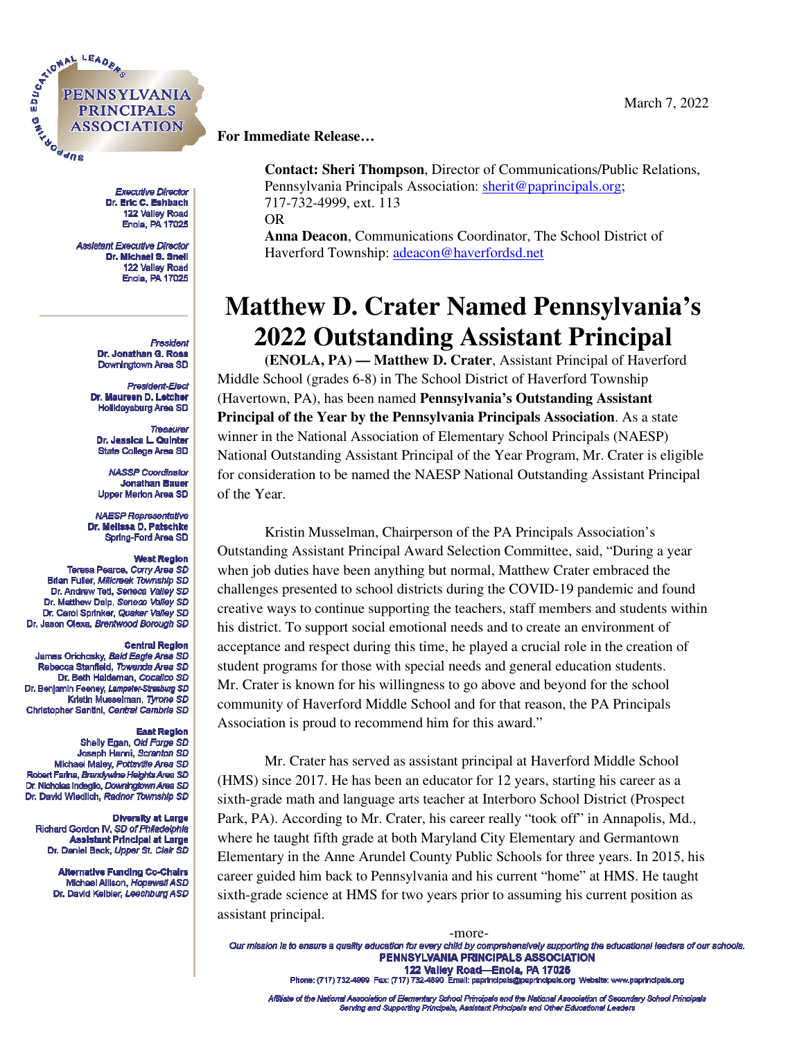March 7, 2022

**For Immediate Release…**

**Contact: Sheri Thompson**, Director of Communications/Public Relations, Pennsylvania Principals Association: sherit@paprincipals.org; 717-732-4999, ext. 113
OR
**Anna Deacon**, Communications Coordinator, The School District of Haverford Township: adeacon@haverfordsd.net

*Executive Director*
**Dr. Eric C. Eshbach**
122 Valley Road
Enola, PA 17025

*Assistant Executive Director*
**Dr. Michael S. Snell**
122 Valley Road
Enola, PA 17025

*President*
**Dr. Jonathan G. Ross**
Downingtown Area SD

*President-Elect*
**Dr. Maureen D. Letcher**
Hollidaysburg Area SD

*Treasurer*
**Dr. Jessica L. Quinter**
State College Area SD

*NASSP Coordinator*
**Jonathan Bauer**
Upper Merion Area SD

*NAESP Representative*
**Dr. Melissa D. Patschke**
Spring-Ford Area SD

**West Region**
Teresa Pearce, *Corry Area SD*
Brian Fuller, *Millcreek Township SD*
Dr. Andrew Tell, *Seneca Valley SD*
Dr. Matthew Delp, *Seneca Valley SD*
Dr. Carol Sprinker, *Quaker Valley SD*
Dr. Jason Olexa, *Brentwood Borough SD*

**Central Region**
James Orichosky, *Bald Eagle Area SD*
Rebecca Stanfield, *Towanda Area SD*
Dr. Beth Haldeman, *Cocalico SD*
Dr. Benjamin Feeney, *Lampeter-Strasburg SD*
Kristin Musselman, *Tyrone SD*
Christopher Santini, *Central Cambria SD*

**East Region**
Shelly Egan, *Old Forge SD*
Joseph Hanni, *Scranton SD*
Michael Maley, *Pottsville Area SD*
Robert Farina, *Brandywine Heights Area SD*
Dr. Nicholas Indeglio, *Downingtown Area SD*
Dr. David Wiedlich, *Radnor Township SD*

**Diversity at Large**
Richard Gordon IV, *SD of Philadelphia*
**Assistant Principal at Large**
Dr. Daniel Beck, *Upper St. Clair SD*

**Alternative Funding Co-Chairs**
Michael Allison, *Hopewell ASD*
Dr. David Keibler, *Leechburg ASD*

# Matthew D. Crater Named Pennsylvania's 2022 Outstanding Assistant Principal

**(ENOLA, PA) — Matthew D. Crater**, Assistant Principal of Haverford Middle School (grades 6-8) in The School District of Haverford Township (Havertown, PA), has been named **Pennsylvania's Outstanding Assistant Principal of the Year by the Pennsylvania Principals Association**. As a state winner in the National Association of Elementary School Principals (NAESP) National Outstanding Assistant Principal of the Year Program, Mr. Crater is eligible for consideration to be named the NAESP National Outstanding Assistant Principal of the Year.

Kristin Musselman, Chairperson of the PA Principals Association's Outstanding Assistant Principal Award Selection Committee, said, "During a year when job duties have been anything but normal, Matthew Crater embraced the challenges presented to school districts during the COVID-19 pandemic and found creative ways to continue supporting the teachers, staff members and students within his district. To support social emotional needs and to create an environment of acceptance and respect during this time, he played a crucial role in the creation of student programs for those with special needs and general education students. Mr. Crater is known for his willingness to go above and beyond for the school community of Haverford Middle School and for that reason, the PA Principals Association is proud to recommend him for this award."

Mr. Crater has served as assistant principal at Haverford Middle School (HMS) since 2017. He has been an educator for 12 years, starting his career as a sixth-grade math and language arts teacher at Interboro School District (Prospect Park, PA). According to Mr. Crater, his career really "took off" in Annapolis, Md., where he taught fifth grade at both Maryland City Elementary and Germantown Elementary in the Anne Arundel County Public Schools for three years. In 2015, his career guided him back to Pennsylvania and his current "home" at HMS. He taught sixth-grade science at HMS for two years prior to assuming his current position as assistant principal.

-more-

*Our mission is to ensure a quality education for every child by comprehensively supporting the educational leaders of our schools.*
**PENNSYLVANIA PRINCIPALS ASSOCIATION**
**122 Valley Road—Enola, PA 17025**
Phone: (717) 732-4999 Fax: (717) 732-4890 Email: paprincipals@paprincipals.org Website: www.paprincipals.org

*Affiliate of the National Association of Elementary School Principals and the National Association of Secondary School Principals*
*Serving and Supporting Principals, Assistant Principals and Other Educational Leaders*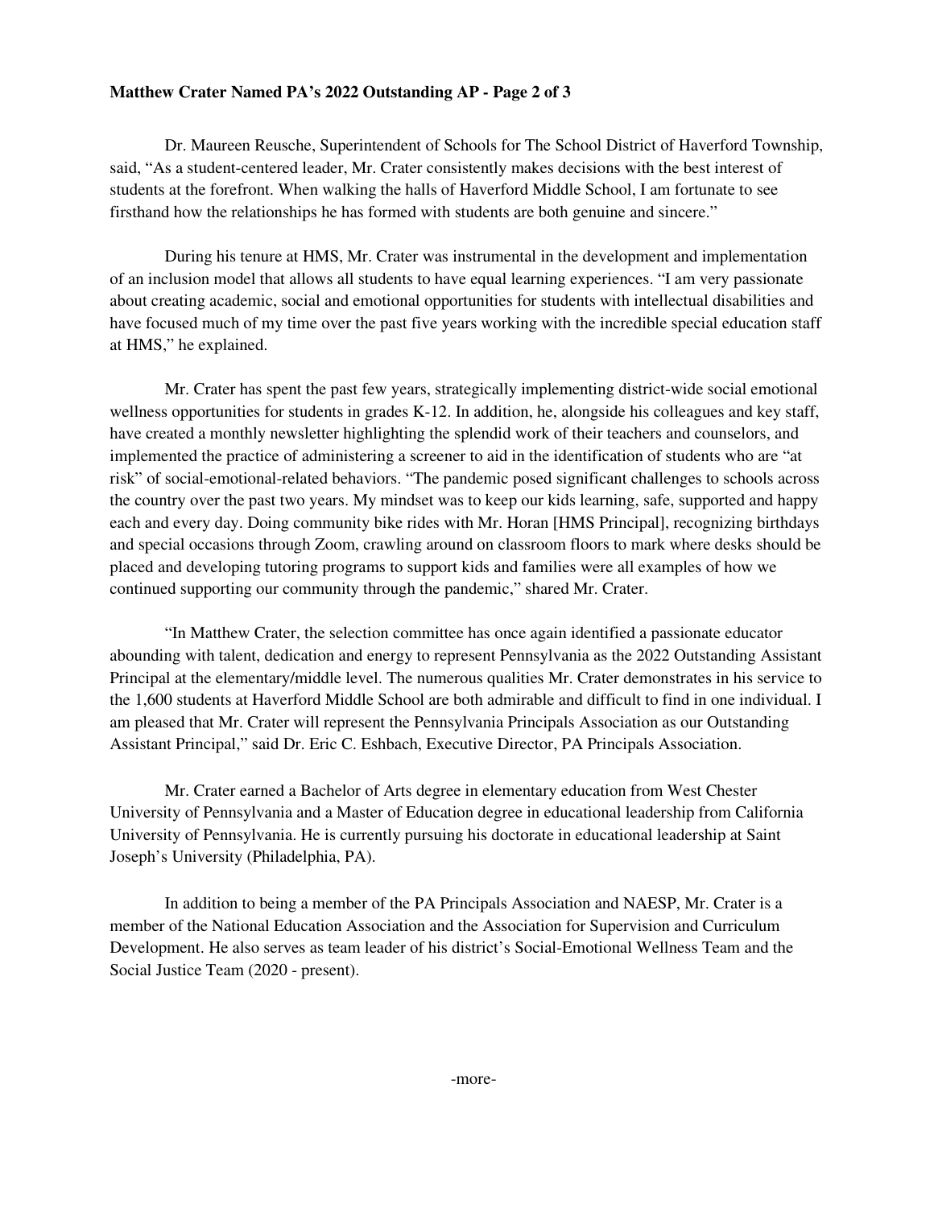Dr. Maureen Reusche, Superintendent of Schools for The School District of Haverford Township, said, "As a student-centered leader, Mr. Crater consistently makes decisions with the best interest of students at the forefront. When walking the halls of Haverford Middle School, I am fortunate to see firsthand how the relationships he has formed with students are both genuine and sincere."

During his tenure at HMS, Mr. Crater was instrumental in the development and implementation of an inclusion model that allows all students to have equal learning experiences. "I am very passionate about creating academic, social and emotional opportunities for students with intellectual disabilities and have focused much of my time over the past five years working with the incredible special education staff at HMS," he explained.

Mr. Crater has spent the past few years, strategically implementing district-wide social emotional wellness opportunities for students in grades K-12. In addition, he, alongside his colleagues and key staff, have created a monthly newsletter highlighting the splendid work of their teachers and counselors, and implemented the practice of administering a screener to aid in the identification of students who are "at risk" of social-emotional-related behaviors. "The pandemic posed significant challenges to schools across the country over the past two years. My mindset was to keep our kids learning, safe, supported and happy each and every day. Doing community bike rides with Mr. Horan [HMS Principal], recognizing birthdays and special occasions through Zoom, crawling around on classroom floors to mark where desks should be placed and developing tutoring programs to support kids and families were all examples of how we continued supporting our community through the pandemic," shared Mr. Crater.

"In Matthew Crater, the selection committee has once again identified a passionate educator abounding with talent, dedication and energy to represent Pennsylvania as the 2022 Outstanding Assistant Principal at the elementary/middle level. The numerous qualities Mr. Crater demonstrates in his service to the 1,600 students at Haverford Middle School are both admirable and difficult to find in one individual. I am pleased that Mr. Crater will represent the Pennsylvania Principals Association as our Outstanding Assistant Principal," said Dr. Eric C. Eshbach, Executive Director, PA Principals Association.

Mr. Crater earned a Bachelor of Arts degree in elementary education from West Chester University of Pennsylvania and a Master of Education degree in educational leadership from California University of Pennsylvania. He is currently pursuing his doctorate in educational leadership at Saint Joseph's University (Philadelphia, PA).

In addition to being a member of the PA Principals Association and NAESP, Mr. Crater is a member of the National Education Association and the Association for Supervision and Curriculum Development. He also serves as team leader of his district's Social-Emotional Wellness Team and the Social Justice Team (2020 - present).

-more-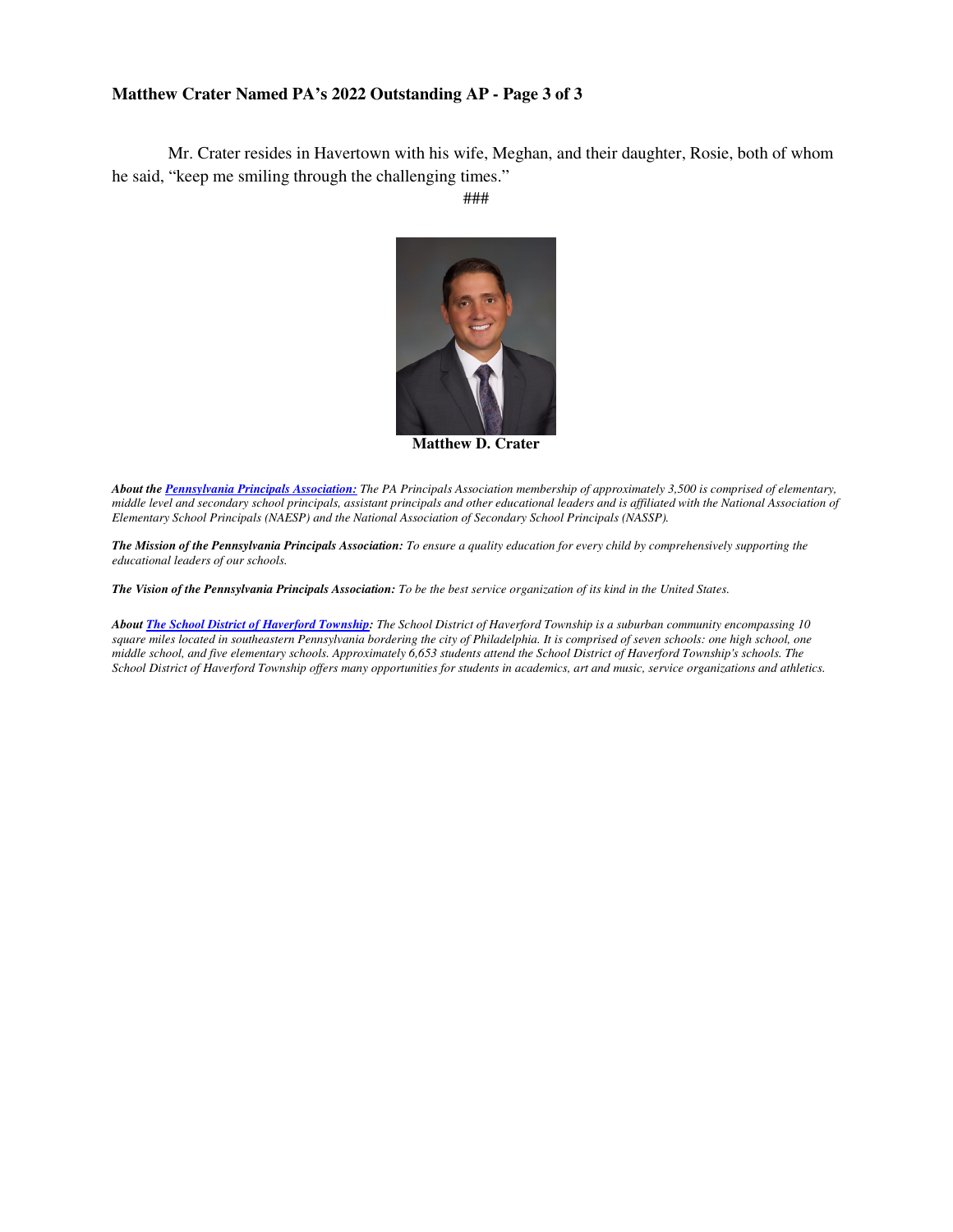Mr. Crater resides in Havertown with his wife, Meghan, and their daughter, Rosie, both of whom he said, "keep me smiling through the challenging times."

###

**Matthew D. Crater**

***About the [Pennsylvania Principals Association:](#)*** *The PA Principals Association membership of approximately 3,500 is comprised of elementary, middle level and secondary school principals, assistant principals and other educational leaders and is affiliated with the National Association of Elementary School Principals (NAESP) and the National Association of Secondary School Principals (NASSP).*

***The Mission of the Pennsylvania Principals Association:*** *To ensure a quality education for every child by comprehensively supporting the educational leaders of our schools.*

***The Vision of the Pennsylvania Principals Association:*** *To be the best service organization of its kind in the United States.*

***About [The School District of Haverford Township](#):*** *The School District of Haverford Township is a suburban community encompassing 10 square miles located in southeastern Pennsylvania bordering the city of Philadelphia. It is comprised of seven schools: one high school, one middle school, and five elementary schools. Approximately 6,653 students attend the School District of Haverford Township's schools. The School District of Haverford Township offers many opportunities for students in academics, art and music, service organizations and athletics.*